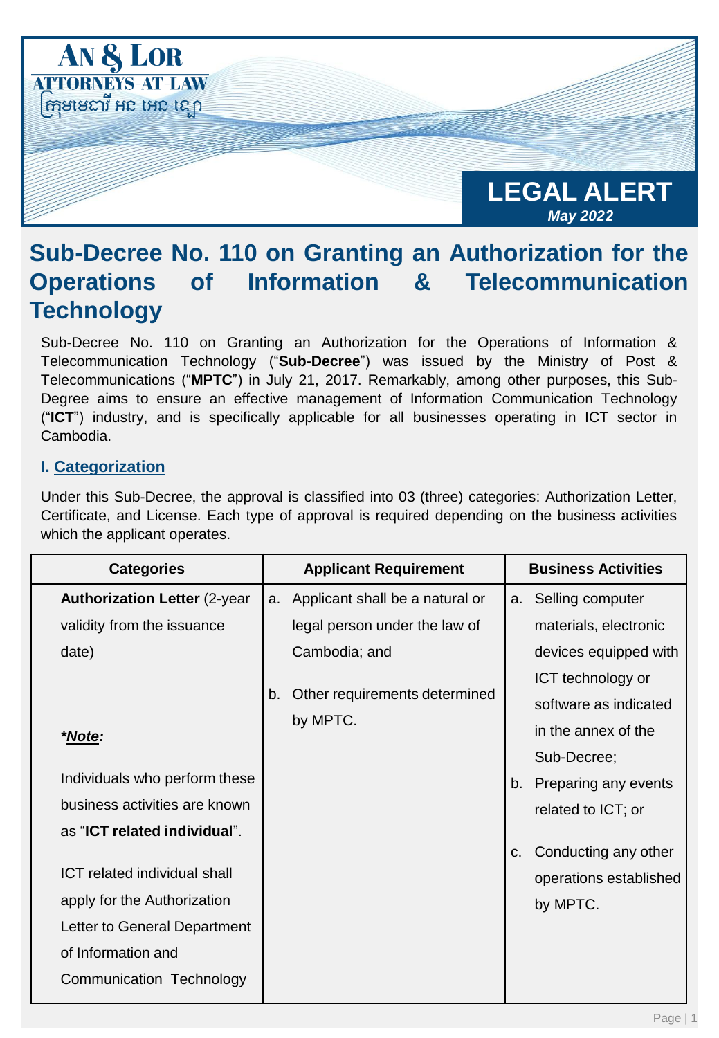**AN & LOR**
**ATTORNEYS-AT-LAW**
ក្រុមមេធាវី អន អេន ឡោ

**LEGAL ALERT**
***May 2022***

# Sub-Decree No. 110 on Granting an Authorization for the Operations of Information & Telecommunication Technology

Sub-Decree No. 110 on Granting an Authorization for the Operations of Information & Telecommunication Technology ("**Sub-Decree**") was issued by the Ministry of Post & Telecommunications ("**MPTC**") in July 21, 2017. Remarkably, among other purposes, this Sub-Degree aims to ensure an effective management of Information Communication Technology ("**ICT**") industry, and is specifically applicable for all businesses operating in ICT sector in Cambodia.

### I. Categorization

Under this Sub-Decree, the approval is classified into 03 (three) categories: Authorization Letter, Certificate, and License. Each type of approval is required depending on the business activities which the applicant operates.

| Categories | Applicant Requirement | Business Activities |
|---|---|---|
| **Authorization Letter** (2-year validity from the issuance date)<br><br>***Note:***<br><br>Individuals who perform these business activities are known as "**ICT related individual**".<br><br>ICT related individual shall apply for the Authorization Letter to General Department of Information and Communication Technology | a. Applicant shall be a natural or legal person under the law of Cambodia; and<br><br>b. Other requirements determined by MPTC. | a. Selling computer materials, electronic devices equipped with ICT technology or software as indicated in the annex of the Sub-Decree;<br><br>b. Preparing any events related to ICT; or<br><br>c. Conducting any other operations established by MPTC. |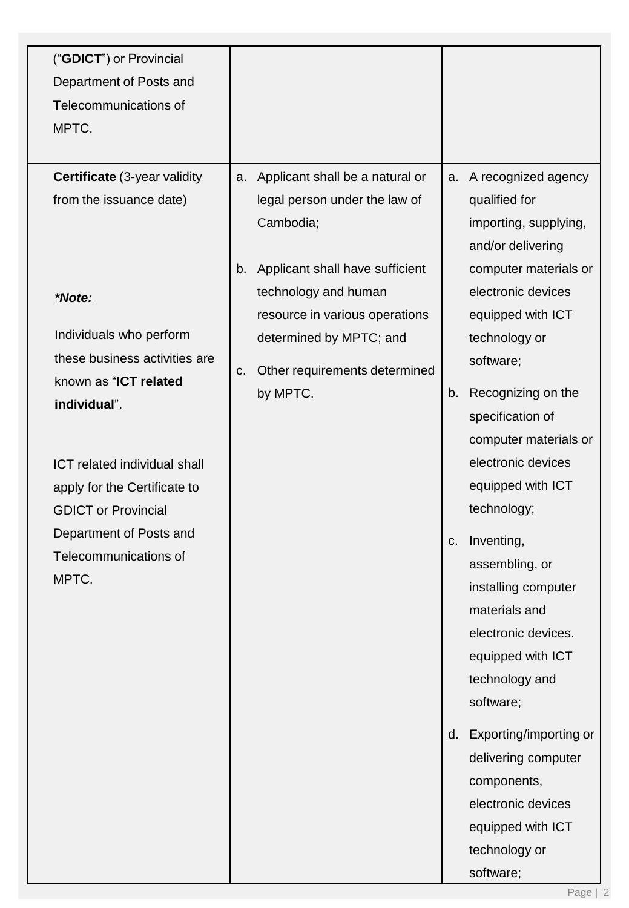| | | |
|---|---|---|
| (“**GDICT**”) or Provincial Department of Posts and Telecommunications of MPTC. | | |
| **Certificate** (3-year validity from the issuance date)<br><br>***Note:***<br><br>Individuals who perform these business activities are known as “**ICT related individual**”.<br><br>ICT related individual shall apply for the Certificate to GDICT or Provincial Department of Posts and Telecommunications of MPTC. | a. Applicant shall be a natural or legal person under the law of Cambodia;<br><br>b. Applicant shall have sufficient technology and human resource in various operations determined by MPTC; and<br><br>c. Other requirements determined by MPTC. | a. A recognized agency qualified for importing, supplying, and/or delivering computer materials or electronic devices equipped with ICT technology or software;<br><br>b. Recognizing on the specification of computer materials or electronic devices equipped with ICT technology;<br><br>c. Inventing, assembling, or installing computer materials and electronic devices. equipped with ICT technology and software;<br><br>d. Exporting/importing or delivering computer components, electronic devices equipped with ICT technology or software; |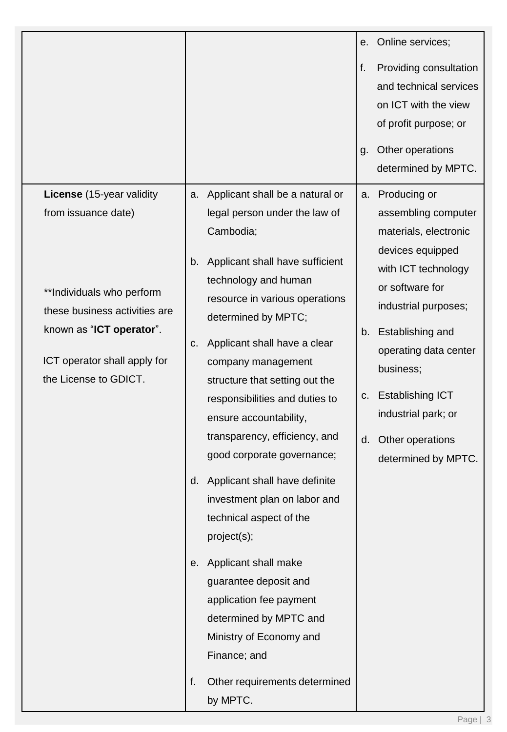| | | |
|---|---|---|
| | | e. Online services;<br><br>f. Providing consultation and technical services on ICT with the view of profit purpose; or<br><br>g. Other operations determined by MPTC. |
| **License** (15-year validity from issuance date)<br><br>**Individuals who perform these business activities are known as "**ICT operator**".<br><br>ICT operator shall apply for the License to GDICT. | a. Applicant shall be a natural or legal person under the law of Cambodia;<br><br>b. Applicant shall have sufficient technology and human resource in various operations determined by MPTC;<br><br>c. Applicant shall have a clear company management structure that setting out the responsibilities and duties to ensure accountability, transparency, efficiency, and good corporate governance;<br><br>d. Applicant shall have definite investment plan on labor and technical aspect of the project(s);<br><br>e. Applicant shall make guarantee deposit and application fee payment determined by MPTC and Ministry of Economy and Finance; and<br><br>f. Other requirements determined by MPTC. | a. Producing or assembling computer materials, electronic devices equipped with ICT technology or software for industrial purposes;<br><br>b. Establishing and operating data center business;<br><br>c. Establishing ICT industrial park; or<br><br>d. Other operations determined by MPTC. |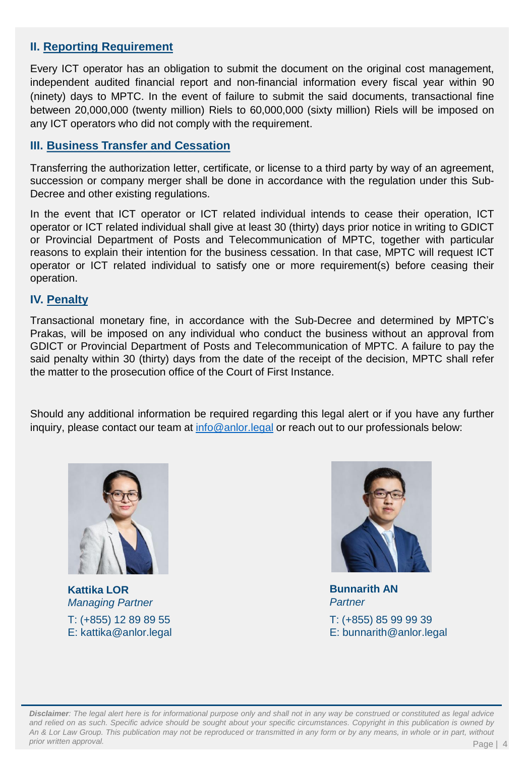## II. Reporting Requirement

Every ICT operator has an obligation to submit the document on the original cost management, independent audited financial report and non-financial information every fiscal year within 90 (ninety) days to MPTC. In the event of failure to submit the said documents, transactional fine between 20,000,000 (twenty million) Riels to 60,000,000 (sixty million) Riels will be imposed on any ICT operators who did not comply with the requirement.

## III. Business Transfer and Cessation

Transferring the authorization letter, certificate, or license to a third party by way of an agreement, succession or company merger shall be done in accordance with the regulation under this Sub-Decree and other existing regulations.

In the event that ICT operator or ICT related individual intends to cease their operation, ICT operator or ICT related individual shall give at least 30 (thirty) days prior notice in writing to GDICT or Provincial Department of Posts and Telecommunication of MPTC, together with particular reasons to explain their intention for the business cessation. In that case, MPTC will request ICT operator or ICT related individual to satisfy one or more requirement(s) before ceasing their operation.

## IV. Penalty

Transactional monetary fine, in accordance with the Sub-Decree and determined by MPTC's Prakas, will be imposed on any individual who conduct the business without an approval from GDICT or Provincial Department of Posts and Telecommunication of MPTC. A failure to pay the said penalty within 30 (thirty) days from the date of the receipt of the decision, MPTC shall refer the matter to the prosecution office of the Court of First Instance.

Should any additional information be required regarding this legal alert or if you have any further inquiry, please contact our team at info@anlor.legal or reach out to our professionals below:

**Kattika LOR**
*Managing Partner*
T: (+855) 12 89 89 55
E: kattika@anlor.legal

**Bunnarith AN**
*Partner*
T: (+855) 85 99 99 39
E: bunnarith@anlor.legal

***Disclaimer**: The legal alert here is for informational purpose only and shall not in any way be construed or constituted as legal advice and relied on as such. Specific advice should be sought about your specific circumstances. Copyright in this publication is owned by An & Lor Law Group. This publication may not be reproduced or transmitted in any form or by any means, in whole or in part, without prior written approval.*